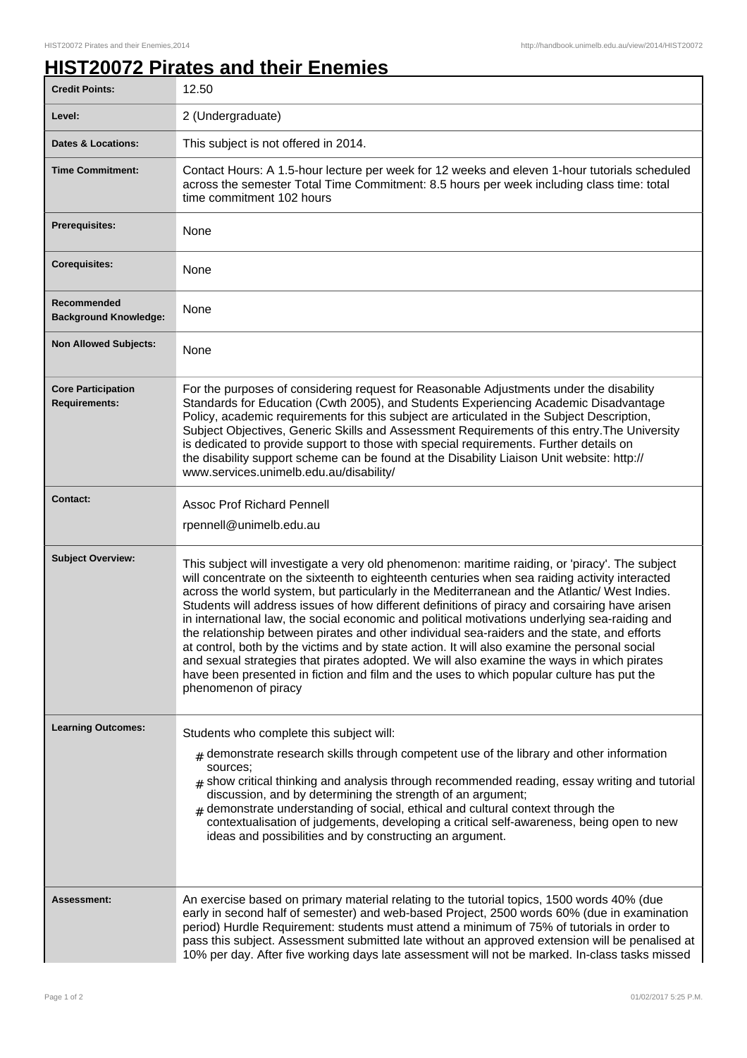# HIST20072 Pirates and their Enemies

| | |
|---|---|
| **Credit Points:** | 12.50 |
| **Level:** | 2 (Undergraduate) |
| **Dates & Locations:** | This subject is not offered in 2014. |
| **Time Commitment:** | Contact Hours: A 1.5-hour lecture per week for 12 weeks and eleven 1-hour tutorials scheduled across the semester Total Time Commitment: 8.5 hours per week including class time: total time commitment 102 hours |
| **Prerequisites:** | None |
| **Corequisites:** | None |
| **Recommended Background Knowledge:** | None |
| **Non Allowed Subjects:** | None |
| **Core Participation Requirements:** | For the purposes of considering request for Reasonable Adjustments under the disability Standards for Education (Cwth 2005), and Students Experiencing Academic Disadvantage Policy, academic requirements for this subject are articulated in the Subject Description, Subject Objectives, Generic Skills and Assessment Requirements of this entry.The University is dedicated to provide support to those with special requirements. Further details on the disability support scheme can be found at the Disability Liaison Unit website: http://www.services.unimelb.edu.au/disability/ |
| **Contact:** | Assoc Prof Richard Pennell<br>rpennell@unimelb.edu.au |
| **Subject Overview:** | This subject will investigate a very old phenomenon: maritime raiding, or 'piracy'. The subject will concentrate on the sixteenth to eighteenth centuries when sea raiding activity interacted across the world system, but particularly in the Mediterranean and the Atlantic/ West Indies. Students will address issues of how different definitions of piracy and corsairing have arisen in international law, the social economic and political motivations underlying sea-raiding and the relationship between pirates and other individual sea-raiders and the state, and efforts at control, both by the victims and by state action. It will also examine the personal social and sexual strategies that pirates adopted. We will also examine the ways in which pirates have been presented in fiction and film and the uses to which popular culture has put the phenomenon of piracy |
| **Learning Outcomes:** | Students who complete this subject will:<br># demonstrate research skills through competent use of the library and other information sources;<br># show critical thinking and analysis through recommended reading, essay writing and tutorial discussion, and by determining the strength of an argument;<br># demonstrate understanding of social, ethical and cultural context through the contextualisation of judgements, developing a critical self-awareness, being open to new ideas and possibilities and by constructing an argument. |
| **Assessment:** | An exercise based on primary material relating to the tutorial topics, 1500 words 40% (due early in second half of semester) and web-based Project, 2500 words 60% (due in examination period) Hurdle Requirement: students must attend a minimum of 75% of tutorials in order to pass this subject. Assessment submitted late without an approved extension will be penalised at 10% per day. After five working days late assessment will not be marked. In-class tasks missed |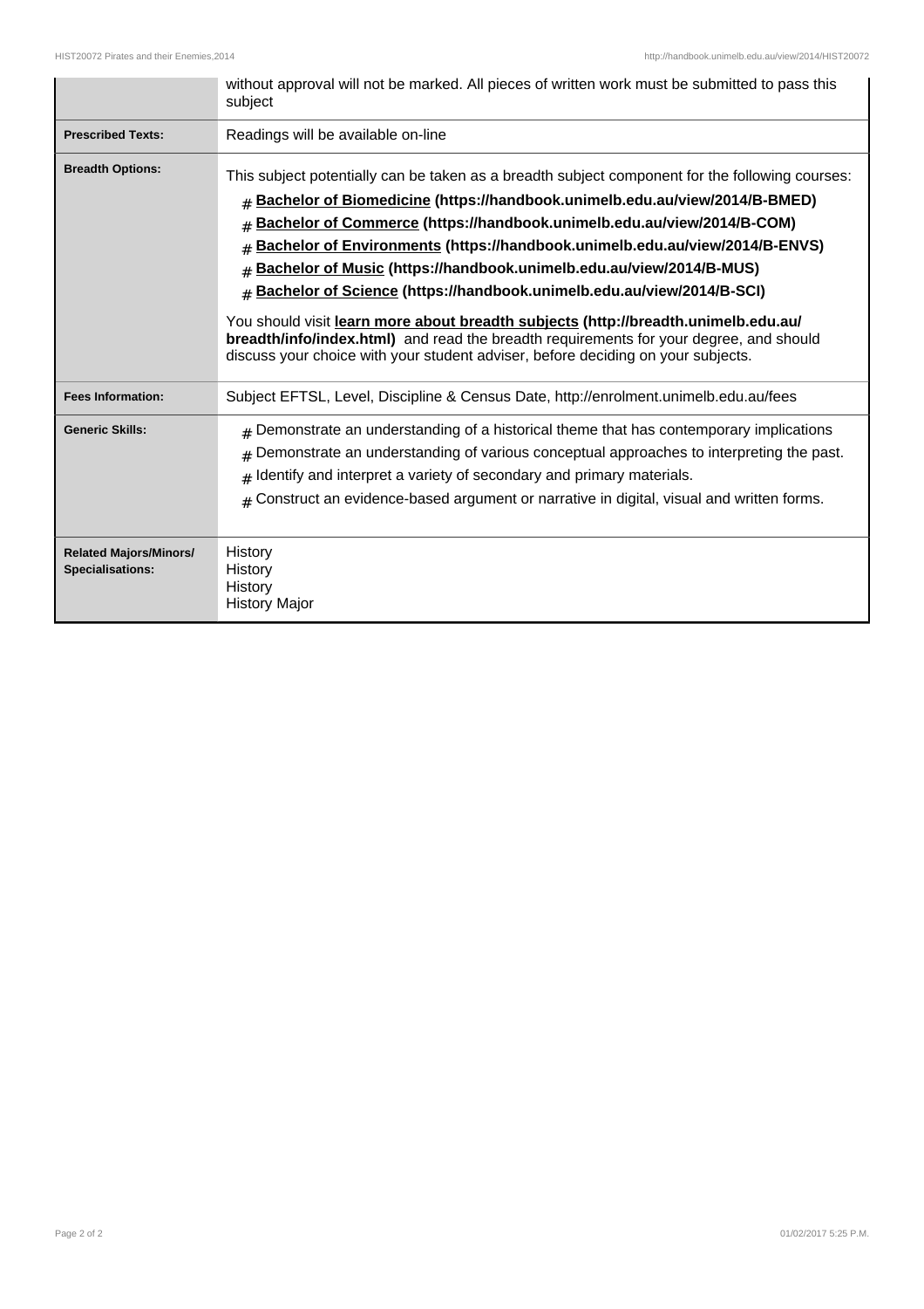| | |
|---|---|
| | without approval will not be marked. All pieces of written work must be submitted to pass this subject |
| **Prescribed Texts:** | Readings will be available on-line |
| **Breadth Options:** | This subject potentially can be taken as a breadth subject component for the following courses: # **Bachelor of Biomedicine (https://handbook.unimelb.edu.au/view/2014/B-BMED)** # **Bachelor of Commerce (https://handbook.unimelb.edu.au/view/2014/B-COM)** # **Bachelor of Environments (https://handbook.unimelb.edu.au/view/2014/B-ENVS)** # **Bachelor of Music (https://handbook.unimelb.edu.au/view/2014/B-MUS)** # **Bachelor of Science (https://handbook.unimelb.edu.au/view/2014/B-SCI)** You should visit **learn more about breadth subjects (http://breadth.unimelb.edu.au/breadth/info/index.html)** and read the breadth requirements for your degree, and should discuss your choice with your student adviser, before deciding on your subjects. |
| **Fees Information:** | Subject EFTSL, Level, Discipline & Census Date, http://enrolment.unimelb.edu.au/fees |
| **Generic Skills:** | # Demonstrate an understanding of a historical theme that has contemporary implications # Demonstrate an understanding of various conceptual approaches to interpreting the past. # Identify and interpret a variety of secondary and primary materials. # Construct an evidence-based argument or narrative in digital, visual and written forms. |
| **Related Majors/Minors/ Specialisations:** | History History History History Major |